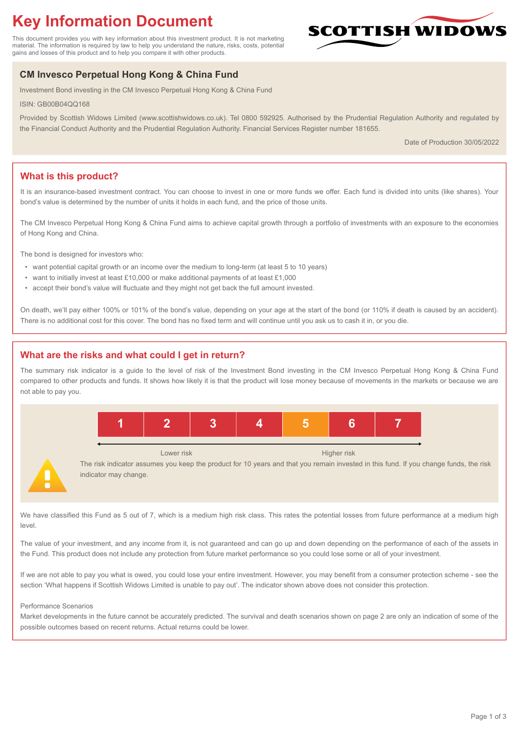# Key Information Document

This document provides you with key information about this investment product. It is not marketing material. The information is required by law to help you understand the nature, risks, costs, potential gains and losses of this product and to help you compare it with other products.

SCOTTISH WIDOWS

## CM Invesco Perpetual Hong Kong & China Fund

Investment Bond investing in the CM Invesco Perpetual Hong Kong & China Fund

ISIN: GB00B04QQ168

Provided by Scottish Widows Limited (www.scottishwidows.co.uk). Tel 0800 592925. Authorised by the Prudential Regulation Authority and regulated by the Financial Conduct Authority and the Prudential Regulation Authority. Financial Services Register number 181655.

Date of Production 30/05/2022

## What is this product?

It is an insurance-based investment contract. You can choose to invest in one or more funds we offer. Each fund is divided into units (like shares). Your bond's value is determined by the number of units it holds in each fund, and the price of those units.

The CM Invesco Perpetual Hong Kong & China Fund aims to achieve capital growth through a portfolio of investments with an exposure to the economies of Hong Kong and China.

The bond is designed for investors who:

- want potential capital growth or an income over the medium to long-term (at least 5 to 10 years)
- want to initially invest at least £10,000 or make additional payments of at least £1,000
- accept their bond's value will fluctuate and they might not get back the full amount invested.

On death, we'll pay either 100% or 101% of the bond's value, depending on your age at the start of the bond (or 110% if death is caused by an accident). There is no additional cost for this cover. The bond has no fixed term and will continue until you ask us to cash it in, or you die.

## What are the risks and what could I get in return?

The summary risk indicator is a guide to the level of risk of the Investment Bond investing in the CM Invesco Perpetual Hong Kong & China Fund compared to other products and funds. It shows how likely it is that the product will lose money because of movements in the markets or because we are not able to pay you.

| 1 | 2 | 3 | 4 | **5** | 6 | 7 |
|---|---|---|---|---|---|---|

Lower risk ← → Higher risk

The risk indicator assumes you keep the product for 10 years and that you remain invested in this fund. If you change funds, the risk indicator may change.

We have classified this Fund as 5 out of 7, which is a medium high risk class. This rates the potential losses from future performance at a medium high level.

The value of your investment, and any income from it, is not guaranteed and can go up and down depending on the performance of each of the assets in the Fund. This product does not include any protection from future market performance so you could lose some or all of your investment.

If we are not able to pay you what is owed, you could lose your entire investment. However, you may benefit from a consumer protection scheme - see the section 'What happens if Scottish Widows Limited is unable to pay out'. The indicator shown above does not consider this protection.

Performance Scenarios

Market developments in the future cannot be accurately predicted. The survival and death scenarios shown on page 2 are only an indication of some of the possible outcomes based on recent returns. Actual returns could be lower.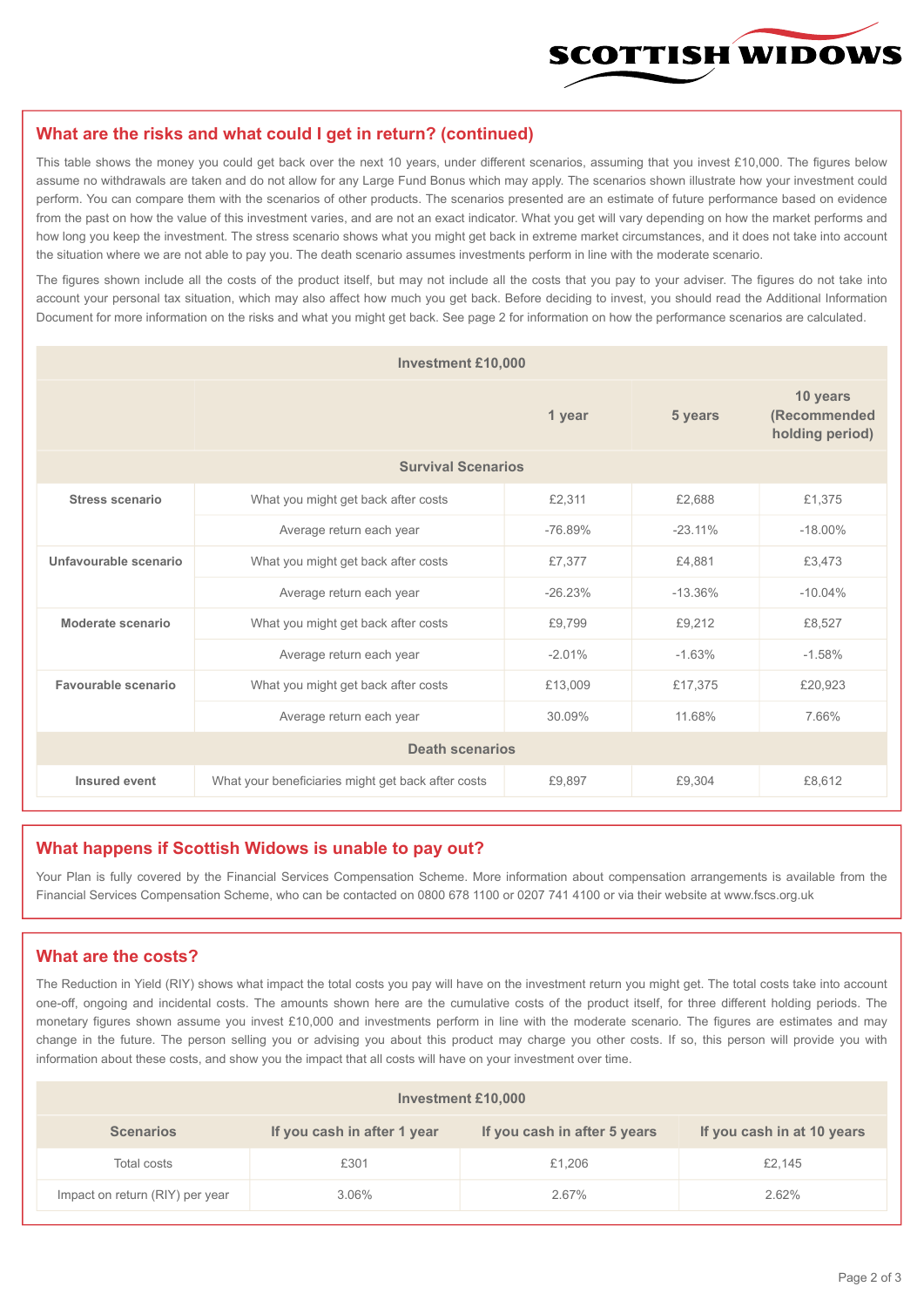## What are the risks and what could I get in return? (continued)

This table shows the money you could get back over the next 10 years, under different scenarios, assuming that you invest £10,000. The figures below assume no withdrawals are taken and do not allow for any Large Fund Bonus which may apply. The scenarios shown illustrate how your investment could perform. You can compare them with the scenarios of other products. The scenarios presented are an estimate of future performance based on evidence from the past on how the value of this investment varies, and are not an exact indicator. What you get will vary depending on how the market performs and how long you keep the investment. The stress scenario shows what you might get back in extreme market circumstances, and it does not take into account the situation where we are not able to pay you. The death scenario assumes investments perform in line with the moderate scenario.

The figures shown include all the costs of the product itself, but may not include all the costs that you pay to your adviser. The figures do not take into account your personal tax situation, which may also affect how much you get back. Before deciding to invest, you should read the Additional Information Document for more information on the risks and what you might get back. See page 2 for information on how the performance scenarios are calculated.

| Investment £10,000 | | | | |
|---|---|---|---|---|
| | | 1 year | 5 years | 10 years (Recommended holding period) |
| **Survival Scenarios** | | | | |
| **Stress scenario** | What you might get back after costs | £2,311 | £2,688 | £1,375 |
| | Average return each year | -76.89% | -23.11% | -18.00% |
| **Unfavourable scenario** | What you might get back after costs | £7,377 | £4,881 | £3,473 |
| | Average return each year | -26.23% | -13.36% | -10.04% |
| **Moderate scenario** | What you might get back after costs | £9,799 | £9,212 | £8,527 |
| | Average return each year | -2.01% | -1.63% | -1.58% |
| **Favourable scenario** | What you might get back after costs | £13,009 | £17,375 | £20,923 |
| | Average return each year | 30.09% | 11.68% | 7.66% |
| **Death scenarios** | | | | |
| **Insured event** | What your beneficiaries might get back after costs | £9,897 | £9,304 | £8,612 |

## What happens if Scottish Widows is unable to pay out?

Your Plan is fully covered by the Financial Services Compensation Scheme. More information about compensation arrangements is available from the Financial Services Compensation Scheme, who can be contacted on 0800 678 1100 or 0207 741 4100 or via their website at www.fscs.org.uk

## What are the costs?

The Reduction in Yield (RIY) shows what impact the total costs you pay will have on the investment return you might get. The total costs take into account one-off, ongoing and incidental costs. The amounts shown here are the cumulative costs of the product itself, for three different holding periods. The monetary figures shown assume you invest £10,000 and investments perform in line with the moderate scenario. The figures are estimates and may change in the future. The person selling you or advising you about this product may charge you other costs. If so, this person will provide you with information about these costs, and show you the impact that all costs will have on your investment over time.

| Investment £10,000 | | | |
|---|---|---|---|
| **Scenarios** | **If you cash in after 1 year** | **If you cash in after 5 years** | **If you cash in at 10 years** |
| Total costs | £301 | £1,206 | £2,145 |
| Impact on return (RIY) per year | 3.06% | 2.67% | 2.62% |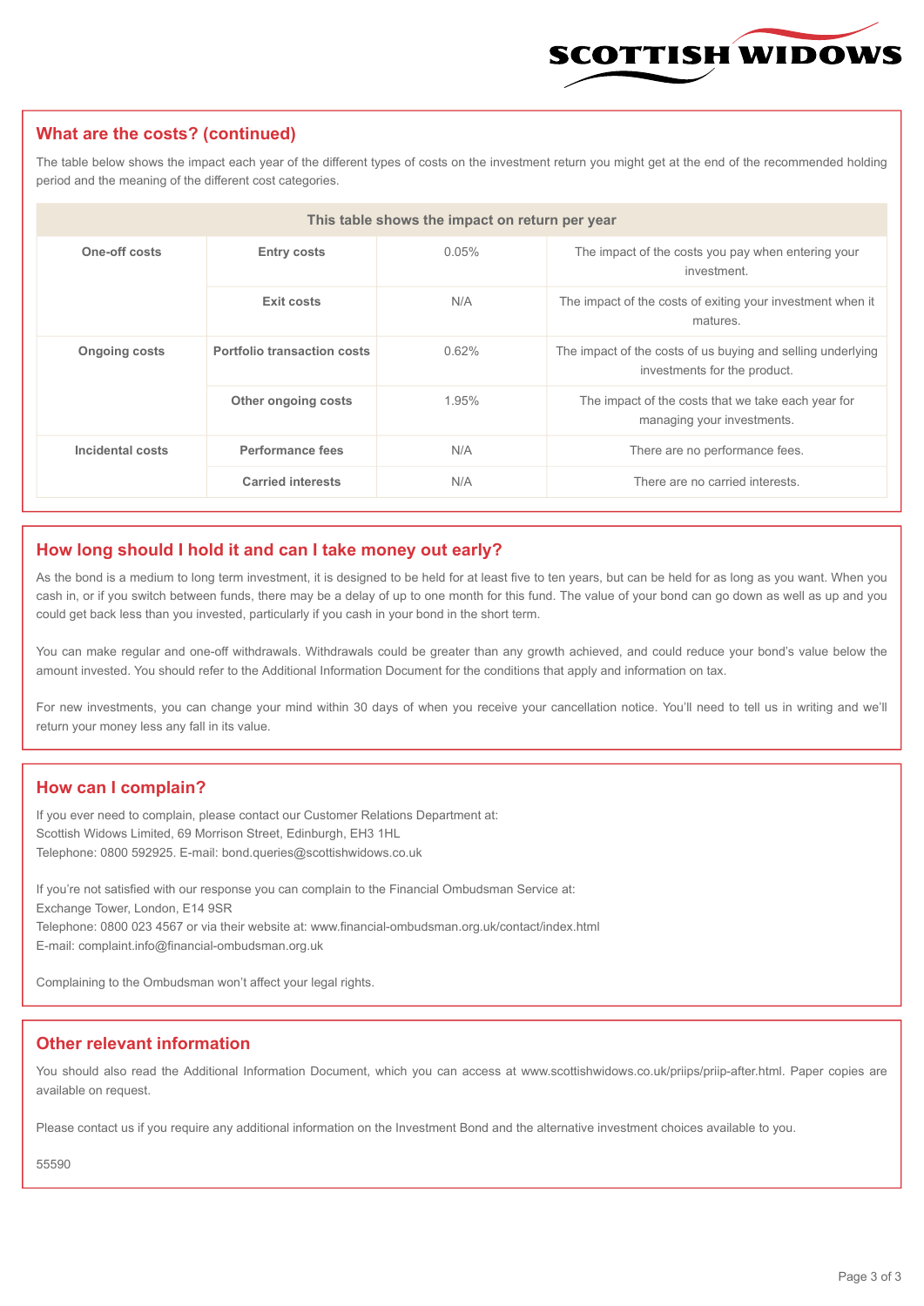## What are the costs? (continued)

The table below shows the impact each year of the different types of costs on the investment return you might get at the end of the recommended holding period and the meaning of the different cost categories.

| This table shows the impact on return per year | | | |
|---|---|---|---|
| **One-off costs** | **Entry costs** | 0.05% | The impact of the costs you pay when entering your investment. |
| | **Exit costs** | N/A | The impact of the costs of exiting your investment when it matures. |
| **Ongoing costs** | **Portfolio transaction costs** | 0.62% | The impact of the costs of us buying and selling underlying investments for the product. |
| | **Other ongoing costs** | 1.95% | The impact of the costs that we take each year for managing your investments. |
| **Incidental costs** | **Performance fees** | N/A | There are no performance fees. |
| | **Carried interests** | N/A | There are no carried interests. |

## How long should I hold it and can I take money out early?

As the bond is a medium to long term investment, it is designed to be held for at least five to ten years, but can be held for as long as you want. When you cash in, or if you switch between funds, there may be a delay of up to one month for this fund. The value of your bond can go down as well as up and you could get back less than you invested, particularly if you cash in your bond in the short term.

You can make regular and one-off withdrawals. Withdrawals could be greater than any growth achieved, and could reduce your bond's value below the amount invested. You should refer to the Additional Information Document for the conditions that apply and information on tax.

For new investments, you can change your mind within 30 days of when you receive your cancellation notice. You'll need to tell us in writing and we'll return your money less any fall in its value.

## How can I complain?

If you ever need to complain, please contact our Customer Relations Department at:
Scottish Widows Limited, 69 Morrison Street, Edinburgh, EH3 1HL
Telephone: 0800 592925. E-mail: bond.queries@scottishwidows.co.uk

If you're not satisfied with our response you can complain to the Financial Ombudsman Service at:
Exchange Tower, London, E14 9SR
Telephone: 0800 023 4567 or via their website at: www.financial-ombudsman.org.uk/contact/index.html
E-mail: complaint.info@financial-ombudsman.org.uk

Complaining to the Ombudsman won't affect your legal rights.

## Other relevant information

You should also read the Additional Information Document, which you can access at www.scottishwidows.co.uk/priips/priip-after.html. Paper copies are available on request.

Please contact us if you require any additional information on the Investment Bond and the alternative investment choices available to you.

55590